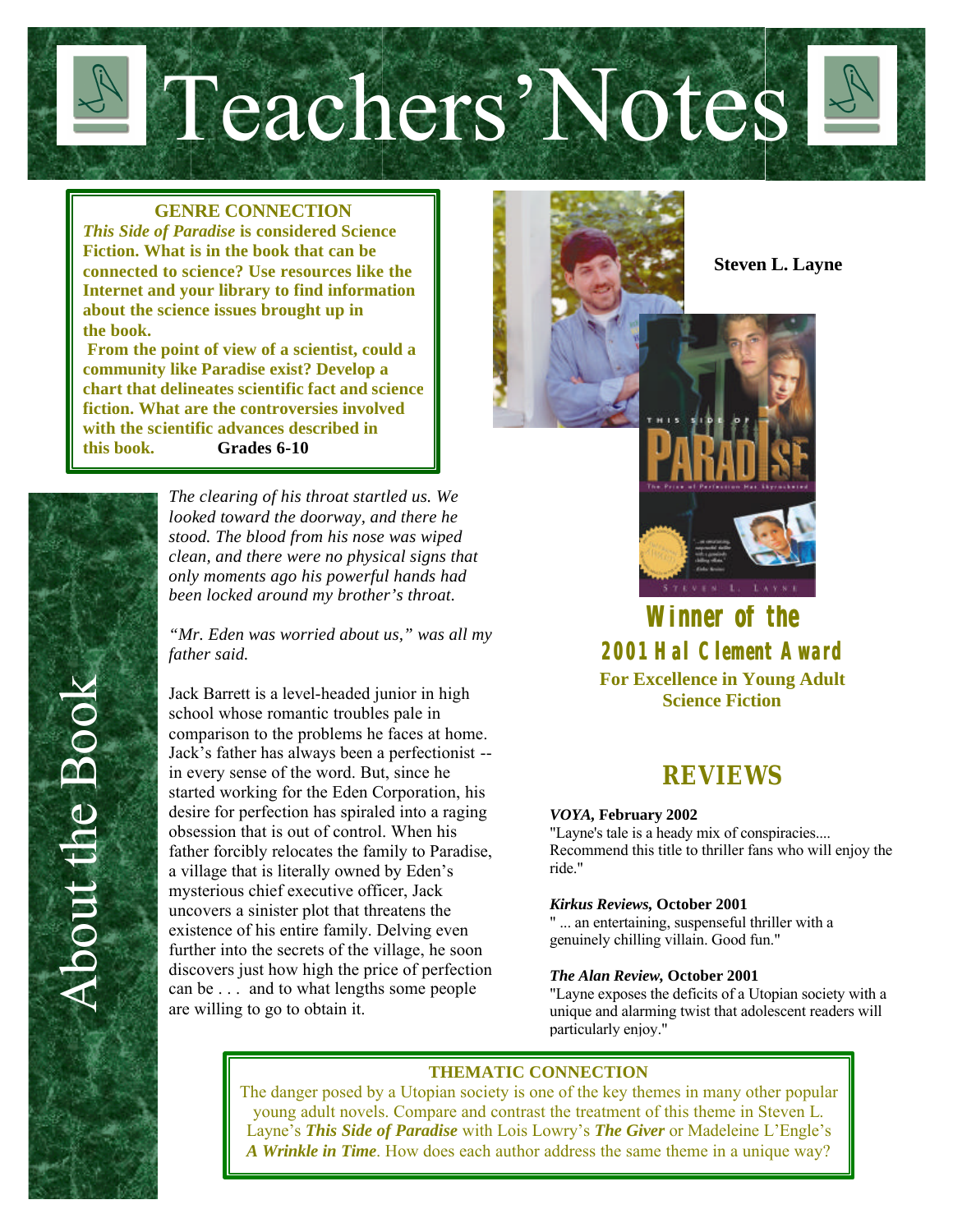# Teachers' Notes

**GENRE CONNECTION**

***This Side of Paradise*** **is considered Science Fiction. What is in the book that can be connected to science? Use resources like the Internet and your library to find information about the science issues brought up in the book.**

**From the point of view of a scientist, could a community like Paradise exist? Develop a chart that delineates scientific fact and science fiction. What are the controversies involved with the scientific advances described in this book.** **Grades 6-10**

**Steven L. Layne**

**Winner of the 2001 Hal Clement Award**

**For Excellence in Young Adult Science Fiction**

## About the Book

*The clearing of his throat startled us. We looked toward the doorway, and there he stood. The blood from his nose was wiped clean, and there were no physical signs that only moments ago his powerful hands had been locked around my brother's throat.*

*"Mr. Eden was worried about us," was all my father said.*

Jack Barrett is a level-headed junior in high school whose romantic troubles pale in comparison to the problems he faces at home. Jack's father has always been a perfectionist -- in every sense of the word. But, since he started working for the Eden Corporation, his desire for perfection has spiraled into a raging obsession that is out of control. When his father forcibly relocates the family to Paradise, a village that is literally owned by Eden's mysterious chief executive officer, Jack uncovers a sinister plot that threatens the existence of his entire family. Delving even further into the secrets of the village, he soon discovers just how high the price of perfection can be . . . and to what lengths some people are willing to go to obtain it.

## REVIEWS

***VOYA,*** **February 2002**
"Layne's tale is a heady mix of conspiracies.... Recommend this title to thriller fans who will enjoy the ride."

***Kirkus Reviews,*** **October 2001**
" ... an entertaining, suspenseful thriller with a genuinely chilling villain. Good fun."

***The Alan Review,*** **October 2001**
"Layne exposes the deficits of a Utopian society with a unique and alarming twist that adolescent readers will particularly enjoy."

**THEMATIC CONNECTION**

The danger posed by a Utopian society is one of the key themes in many other popular young adult novels. Compare and contrast the treatment of this theme in Steven L. Layne's ***This Side of Paradise*** with Lois Lowry's ***The Giver*** or Madeleine L'Engle's ***A Wrinkle in Time***. How does each author address the same theme in a unique way?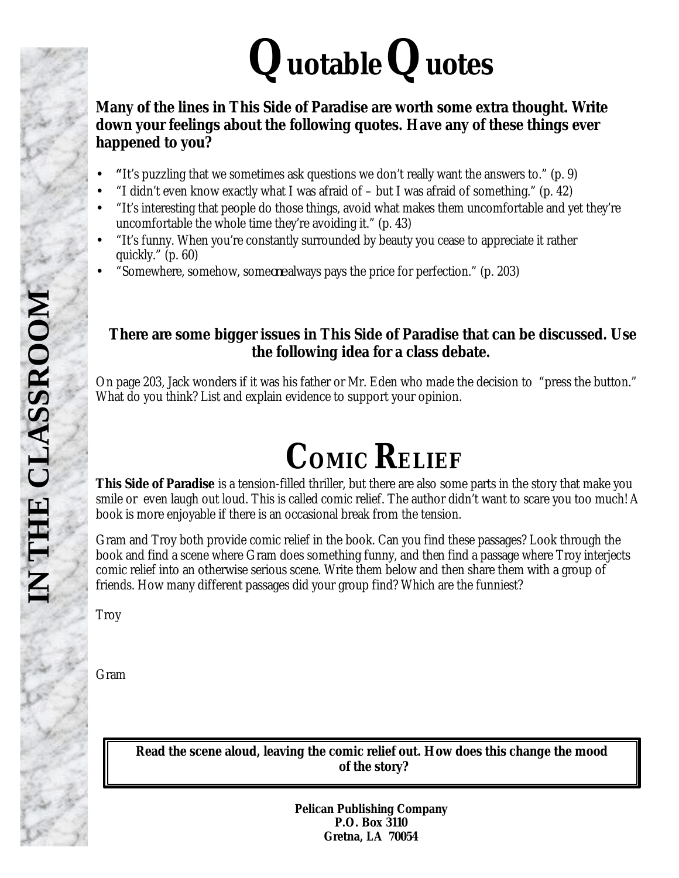# Quotable Quotes

**Many of the lines in This Side of Paradise are worth some extra thought. Write down your feelings about the following quotes. Have any of these things ever happened to you?**

- "It's puzzling that we sometimes ask questions we don't really want the answers to." (p. 9)
- "I didn't even know exactly what I was afraid of – but I was afraid of something." (p. 42)
- "It's interesting that people do those things, avoid what makes them uncomfortable and yet they're uncomfortable the whole time they're avoiding it." (p. 43)
- "It's funny. When you're constantly surrounded by beauty you cease to appreciate it rather quickly." (p. 60)
- "Somewhere, somehow, someone always pays the price for perfection." (p. 203)

**There are some bigger issues in This Side of Paradise that can be discussed. Use the following idea for a class debate.**

On page 203, Jack wonders if it was his father or Mr. Eden who made the decision to "press the button." What do you think? List and explain evidence to support your opinion.

# Comic Relief

**This Side of Paradise** is a tension-filled thriller, but there are also some parts in the story that make you smile or even laugh out loud. This is called comic relief. The author didn't want to scare you too much! A book is more enjoyable if there is an occasional break from the tension.

Gram and Troy both provide comic relief in the book. Can you find these passages? Look through the book and find a scene where Gram does something funny, and then find a passage where Troy interjects comic relief into an otherwise serious scene. Write them below and then share them with a group of friends. How many different passages did your group find? Which are the funniest?

Troy

Gram

**Read the scene aloud, leaving the comic relief out. How does this change the mood of the story?**

**IN THE CLASSROOM**

**Pelican Publishing Company**
**P.O. Box 3110**
**Gretna, LA 70054**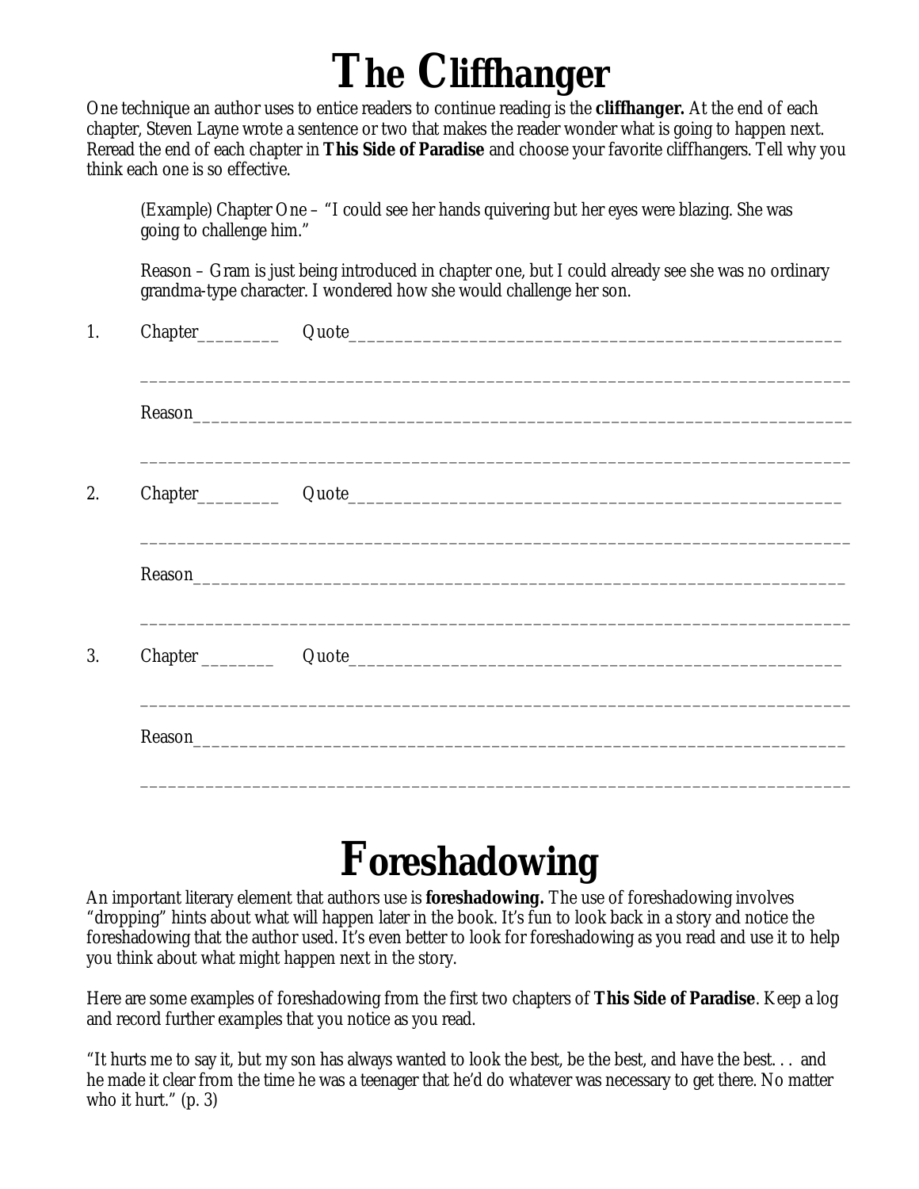# The Cliffhanger

One technique an author uses to entice readers to continue reading is the **cliffhanger.** At the end of each chapter, Steven Layne wrote a sentence or two that makes the reader wonder what is going to happen next. Reread the end of each chapter in **This Side of Paradise** and choose your favorite cliffhangers. Tell why you think each one is so effective.

> (Example) Chapter One – "I could see her hands quivering but her eyes were blazing. She was going to challenge him."
>
> Reason – Gram is just being introduced in chapter one, but I could already see she was no ordinary grandma-type character. I wondered how she would challenge her son.

1. Chapter_________ Quote_______________________________________________________

   _____________________________________________________________________________

   Reason_______________________________________________________________________

   _____________________________________________________________________________

2. Chapter_________ Quote_______________________________________________________

   _____________________________________________________________________________

   Reason_______________________________________________________________________

   _____________________________________________________________________________

3. Chapter ________ Quote_______________________________________________________

   _____________________________________________________________________________

   Reason_______________________________________________________________________

   _____________________________________________________________________________

# Foreshadowing

An important literary element that authors use is **foreshadowing.** The use of foreshadowing involves "dropping" hints about what will happen later in the book. It's fun to look back in a story and notice the foreshadowing that the author used. It's even better to look for foreshadowing as you read and use it to help you think about what might happen next in the story.

Here are some examples of foreshadowing from the first two chapters of **This Side of Paradise**. Keep a log and record further examples that you notice as you read.

"It hurts me to say it, but my son has always wanted to look the best, be the best, and have the best. . . and he made it clear from the time he was a teenager that he'd do whatever was necessary to get there. No matter who it hurt." (p. 3)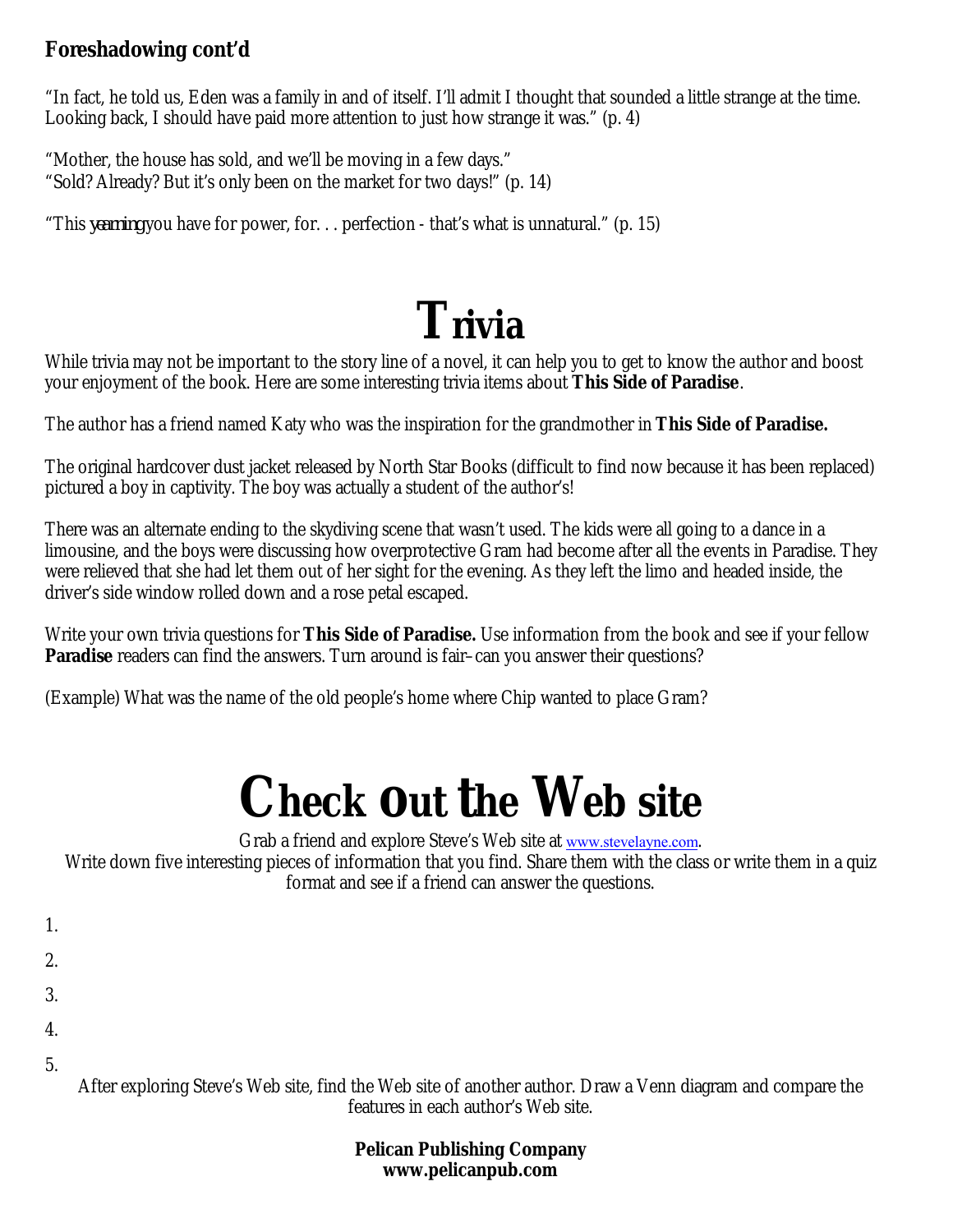## Foreshadowing cont'd

"In fact, he told us, Eden was a family in and of itself. I'll admit I thought that sounded a little strange at the time. Looking back, I should have paid more attention to just how strange it was." (p. 4)

"Mother, the house has sold, and we'll be moving in a few days."
"Sold? Already? But it's only been on the market for two days!" (p. 14)

"This *yearning* you have for power, for. . . perfection - that's what is unnatural." (p. 15)

# Trivia

While trivia may not be important to the story line of a novel, it can help you to get to know the author and boost your enjoyment of the book. Here are some interesting trivia items about **This Side of Paradise**.

The author has a friend named Katy who was the inspiration for the grandmother in **This Side of Paradise.**

The original hardcover dust jacket released by North Star Books (difficult to find now because it has been replaced) pictured a boy in captivity. The boy was actually a student of the author's!

There was an alternate ending to the skydiving scene that wasn't used. The kids were all going to a dance in a limousine, and the boys were discussing how overprotective Gram had become after all the events in Paradise. They were relieved that she had let them out of her sight for the evening. As they left the limo and headed inside, the driver's side window rolled down and a rose petal escaped.

Write your own trivia questions for **This Side of Paradise.** Use information from the book and see if your fellow **Paradise** readers can find the answers. Turn around is fair–can you answer their questions?

(Example) What was the name of the old people's home where Chip wanted to place Gram?

# Check Out the Web site

Grab a friend and explore Steve's Web site at www.stevelayne.com.
Write down five interesting pieces of information that you find. Share them with the class or write them in a quiz format and see if a friend can answer the questions.

1.

2.

3.

4.

5.

After exploring Steve's Web site, find the Web site of another author. Draw a Venn diagram and compare the features in each author's Web site.

**Pelican Publishing Company**
**www.pelicanpub.com**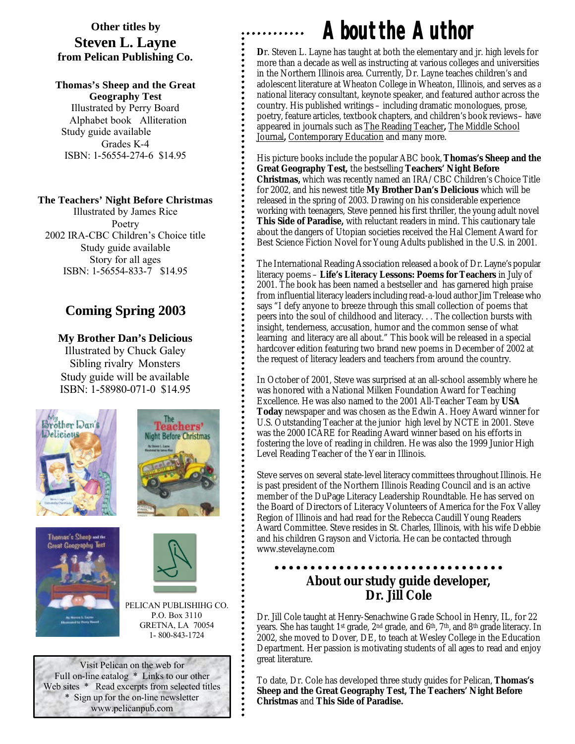## Other titles by
# Steven L. Layne
## from Pelican Publishing Co.

**Thomas's Sheep and the Great Geography Test**
Illustrated by Perry Board
Alphabet book   Alliteration
Study guide available
Grades K-4
ISBN: 1-56554-274-6  $14.95

**The Teachers' Night Before Christmas**
Illustrated by James Rice
Poetry
2002 IRA-CBC Children's Choice title
Study guide available
Story for all ages
ISBN: 1-56554-833-7   $14.95

## Coming Spring 2003

**My Brother Dan's Delicious**
Illustrated by Chuck Galey
Sibling rivalry   Monsters
Study guide will be available
ISBN: 1-58980-071-0  $14.95

PELICAN PUBLISHIHG CO.
P.O. Box 3110
GRETNA, LA  70054
1- 800-843-1724

Visit Pelican on the web for
Full on-line catalog  *  Links to our other Web sites  *   Read excerpts from selected titles  * Sign up for the on-line newsletter
www.pelicanpub.com

# About the Author

**D**r. Steven L. Layne has taught at both the elementary and jr. high levels for more than a decade as well as instructing at various colleges and universities in the Northern Illinois area. Currently, Dr. Layne teaches children's and adolescent literature at Wheaton College in Wheaton, Illinois, and serves as a national literacy consultant, keynote speaker, and featured author across the country. His published writings – including dramatic monologues, prose, poetry, feature articles, textbook chapters, and children's book reviews – have appeared in journals such as The Reading Teacher**,** The Middle School Journal**,** Contemporary Education and many more.

His picture books include the popular ABC book, **Thomas's Sheep and the Great Geography Test,** the bestselling **Teachers' Night Before Christmas,** which was recently named an IRA/CBC Children's Choice Title for 2002, and his newest title **My Brother Dan's Delicious** which will be released in the spring of 2003. Drawing on his considerable experience working with teenagers, Steve penned his first thriller, the young adult novel **This Side of Paradise,** with reluctant readers in mind. This cautionary tale about the dangers of Utopian societies received the Hal Clement Award for Best Science Fiction Novel for Young Adults published in the U.S. in 2001.

The International Reading Association released a book of Dr. Layne's popular literacy poems – **Life's Literacy Lessons: Poems for Teachers** in July of 2001. The book has been named a bestseller and has garnered high praise from influential literacy leaders including read-a-loud author Jim Trelease who says "I defy anyone to breeze through this small collection of poems that peers into the soul of childhood and literacy. . . The collection bursts with insight, tenderness, accusation, humor and the common sense of what learning and literacy are all about." This book will be released in a special hardcover edition featuring two brand new poems in December of 2002 at the request of literacy leaders and teachers from around the country.

In October of 2001, Steve was surprised at an all-school assembly where he was honored with a National Milken Foundation Award for Teaching Excellence. He was also named to the 2001 All-Teacher Team by **USA Today** newspaper and was chosen as the Edwin A. Hoey Award winner for U.S. Outstanding Teacher at the junior high level by NCTE in 2001. Steve was the 2000 ICARE for Reading Award winner based on his efforts in fostering the love of reading in children. He was also the 1999 Junior High Level Reading Teacher of the Year in Illinois.

Steve serves on several state-level literacy committees throughout Illinois. He is past president of the Northern Illinois Reading Council and is an active member of the DuPage Literacy Leadership Roundtable. He has served on the Board of Directors of Literacy Volunteers of America for the Fox Valley Region of Illinois and had read for the Rebecca Caudill Young Readers Award Committee. Steve resides in St. Charles, Illinois, with his wife Debbie and his children Grayson and Victoria. He can be contacted through www.stevelayne.com

## About our study guide developer, Dr. Jill Cole

Dr. Jill Cole taught at Henry-Senachwine Grade School in Henry, IL, for 22 years. She has taught 1st grade, 2nd grade, and 6th, 7th, and 8th grade literacy. In 2002, she moved to Dover, DE, to teach at Wesley College in the Education Department. Her passion is motivating students of all ages to read and enjoy great literature.

To date, Dr. Cole has developed three study guides for Pelican, **Thomas's Sheep and the Great Geography Test, The Teachers' Night Before Christmas** and **This Side of Paradise.**